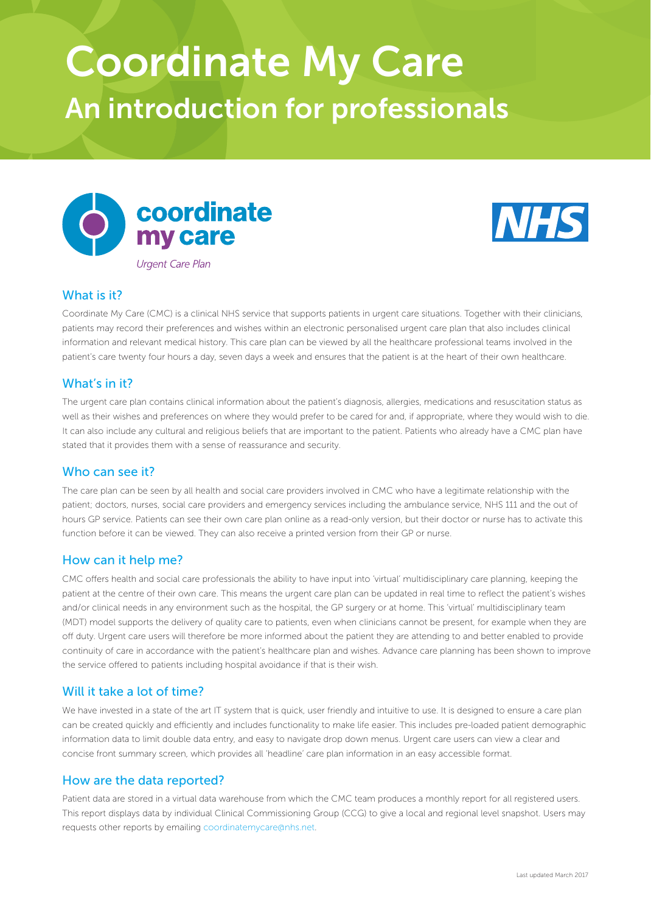# Coordinate My Care

## An introduction for professionals

coordinate my care

*Urgent Care Plan*

NHS

### What is it?

Coordinate My Care (CMC) is a clinical NHS service that supports patients in urgent care situations. Together with their clinicians, patients may record their preferences and wishes within an electronic personalised urgent care plan that also includes clinical information and relevant medical history. This care plan can be viewed by all the healthcare professional teams involved in the patient's care twenty four hours a day, seven days a week and ensures that the patient is at the heart of their own healthcare.

### What's in it?

The urgent care plan contains clinical information about the patient's diagnosis, allergies, medications and resuscitation status as well as their wishes and preferences on where they would prefer to be cared for and, if appropriate, where they would wish to die. It can also include any cultural and religious beliefs that are important to the patient. Patients who already have a CMC plan have stated that it provides them with a sense of reassurance and security.

### Who can see it?

The care plan can be seen by all health and social care providers involved in CMC who have a legitimate relationship with the patient; doctors, nurses, social care providers and emergency services including the ambulance service, NHS 111 and the out of hours GP service. Patients can see their own care plan online as a read-only version, but their doctor or nurse has to activate this function before it can be viewed. They can also receive a printed version from their GP or nurse.

### How can it help me?

CMC offers health and social care professionals the ability to have input into 'virtual' multidisciplinary care planning, keeping the patient at the centre of their own care. This means the urgent care plan can be updated in real time to reflect the patient's wishes and/or clinical needs in any environment such as the hospital, the GP surgery or at home. This 'virtual' multidisciplinary team (MDT) model supports the delivery of quality care to patients, even when clinicians cannot be present, for example when they are off duty. Urgent care users will therefore be more informed about the patient they are attending to and better enabled to provide continuity of care in accordance with the patient's healthcare plan and wishes. Advance care planning has been shown to improve the service offered to patients including hospital avoidance if that is their wish.

### Will it take a lot of time?

We have invested in a state of the art IT system that is quick, user friendly and intuitive to use. It is designed to ensure a care plan can be created quickly and efficiently and includes functionality to make life easier. This includes pre-loaded patient demographic information data to limit double data entry, and easy to navigate drop down menus. Urgent care users can view a clear and concise front summary screen, which provides all 'headline' care plan information in an easy accessible format.

### How are the data reported?

Patient data are stored in a virtual data warehouse from which the CMC team produces a monthly report for all registered users. This report displays data by individual Clinical Commissioning Group (CCG) to give a local and regional level snapshot. Users may requests other reports by emailing coordinatemycare@nhs.net.

Last updated March 2017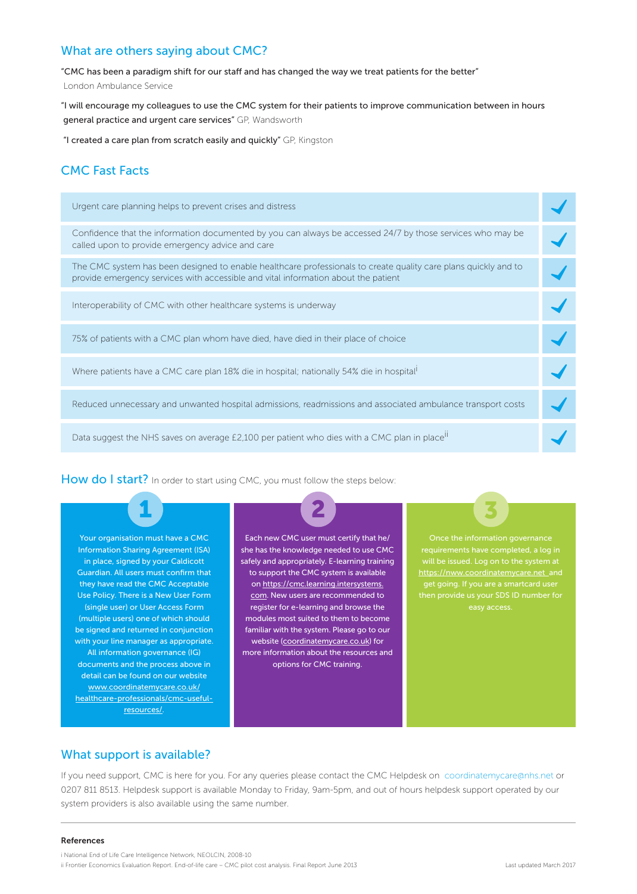## What are others saying about CMC?

"CMC has been a paradigm shift for our staff and has changed the way we treat patients for the better" London Ambulance Service

"I will encourage my colleagues to use the CMC system for their patients to improve communication between in hours general practice and urgent care services" GP, Wandsworth

"I created a care plan from scratch easily and quickly" GP, Kingston

## CMC Fast Facts

| | |
|---|---|
| Urgent care planning helps to prevent crises and distress | ✓ |
| Confidence that the information documented by you can always be accessed 24/7 by those services who may be called upon to provide emergency advice and care | ✓ |
| The CMC system has been designed to enable healthcare professionals to create quality care plans quickly and to provide emergency services with accessible and vital information about the patient | ✓ |
| Interoperability of CMC with other healthcare systems is underway | ✓ |
| 75% of patients with a CMC plan whom have died, have died in their place of choice | ✓ |
| Where patients have a CMC care plan 18% die in hospital; nationally 54% die in hospital[i] | ✓ |
| Reduced unnecessary and unwanted hospital admissions, readmissions and associated ambulance transport costs | ✓ |
| Data suggest the NHS saves on average £2,100 per patient who dies with a CMC plan in place[ii] | ✓ |

## How do I start?

In order to start using CMC, you must follow the steps below:

**1**

Your organisation must have a CMC Information Sharing Agreement (ISA) in place, signed by your Caldicott Guardian. All users must confirm that they have read the CMC Acceptable Use Policy. There is a New User Form (single user) or User Access Form (multiple users) one of which should be signed and returned in conjunction with your line manager as appropriate. All information governance (IG) documents and the process above in detail can be found on our website www.coordinatemycare.co.uk/healthcare-professionals/cmc-useful-resources/.

**2**

Each new CMC user must certify that he/she has the knowledge needed to use CMC safely and appropriately. E-learning training to support the CMC system is available on https://cmc.learning.intersystems.com. New users are recommended to register for e-learning and browse the modules most suited to them to become familiar with the system. Please go to our website (coordinatemycare.co.uk) for more information about the resources and options for CMC training.

**3**

Once the information governance requirements have completed, a log in will be issued. Log on to the system at https://nww.coordinatemycare.net and get going. If you are a smartcard user then provide us your SDS ID number for easy access.

## What support is available?

If you need support, CMC is here for you. For any queries please contact the CMC Helpdesk on coordinatemycare@nhs.net or 0207 811 8513. Helpdesk support is available Monday to Friday, 9am-5pm, and out of hours helpdesk support operated by our system providers is also available using the same number.

---

**References**

i National End of Life Care Intelligence Network, NEOLCIN, 2008-10

ii Frontier Economics Evaluation Report. End-of-life care – CMC pilot cost analysis. Final Report June 2013

Last updated March 2017